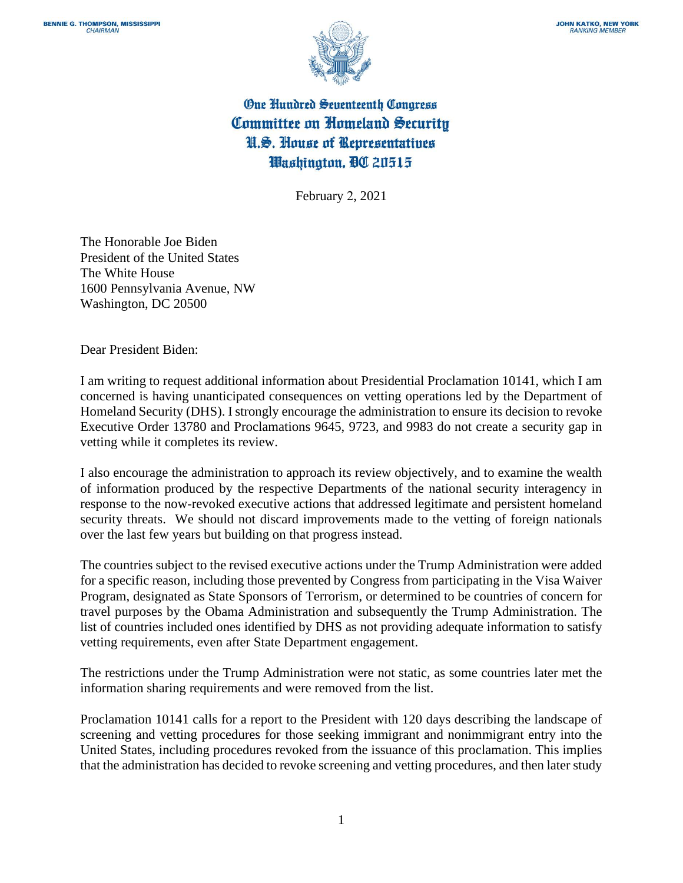BENNIE G. THOMPSON, MISSISSIPPI
*CHAIRMAN*

JOHN KATKO, NEW YORK
*RANKING MEMBER*

**One Hundred Seventeenth Congress**
**Committee on Homeland Security**
**U.S. House of Representatives**
**Washington, DC 20515**

February 2, 2021

The Honorable Joe Biden
President of the United States
The White House
1600 Pennsylvania Avenue, NW
Washington, DC 20500

Dear President Biden:

I am writing to request additional information about Presidential Proclamation 10141, which I am concerned is having unanticipated consequences on vetting operations led by the Department of Homeland Security (DHS). I strongly encourage the administration to ensure its decision to revoke Executive Order 13780 and Proclamations 9645, 9723, and 9983 do not create a security gap in vetting while it completes its review.

I also encourage the administration to approach its review objectively, and to examine the wealth of information produced by the respective Departments of the national security interagency in response to the now-revoked executive actions that addressed legitimate and persistent homeland security threats. We should not discard improvements made to the vetting of foreign nationals over the last few years but building on that progress instead.

The countries subject to the revised executive actions under the Trump Administration were added for a specific reason, including those prevented by Congress from participating in the Visa Waiver Program, designated as State Sponsors of Terrorism, or determined to be countries of concern for travel purposes by the Obama Administration and subsequently the Trump Administration. The list of countries included ones identified by DHS as not providing adequate information to satisfy vetting requirements, even after State Department engagement.

The restrictions under the Trump Administration were not static, as some countries later met the information sharing requirements and were removed from the list.

Proclamation 10141 calls for a report to the President with 120 days describing the landscape of screening and vetting procedures for those seeking immigrant and nonimmigrant entry into the United States, including procedures revoked from the issuance of this proclamation. This implies that the administration has decided to revoke screening and vetting procedures, and then later study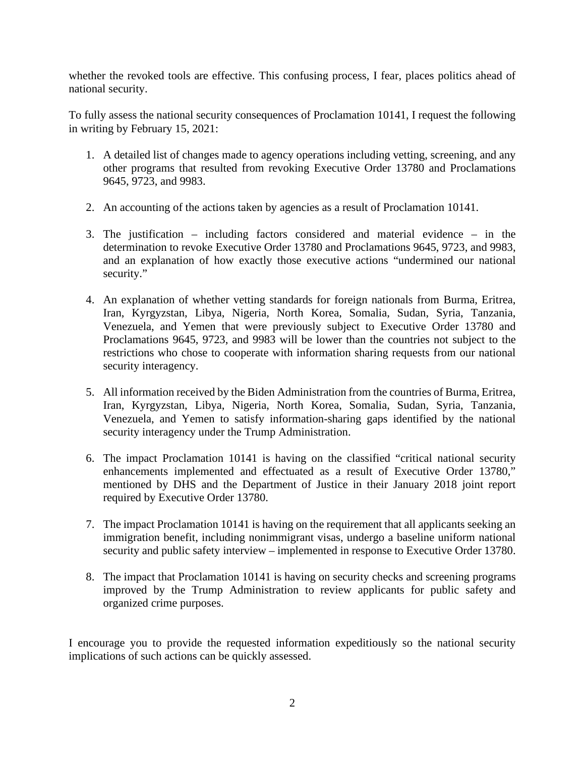whether the revoked tools are effective. This confusing process, I fear, places politics ahead of national security.

To fully assess the national security consequences of Proclamation 10141, I request the following in writing by February 15, 2021:

1. A detailed list of changes made to agency operations including vetting, screening, and any other programs that resulted from revoking Executive Order 13780 and Proclamations 9645, 9723, and 9983.

2. An accounting of the actions taken by agencies as a result of Proclamation 10141.

3. The justification – including factors considered and material evidence – in the determination to revoke Executive Order 13780 and Proclamations 9645, 9723, and 9983, and an explanation of how exactly those executive actions "undermined our national security."

4. An explanation of whether vetting standards for foreign nationals from Burma, Eritrea, Iran, Kyrgyzstan, Libya, Nigeria, North Korea, Somalia, Sudan, Syria, Tanzania, Venezuela, and Yemen that were previously subject to Executive Order 13780 and Proclamations 9645, 9723, and 9983 will be lower than the countries not subject to the restrictions who chose to cooperate with information sharing requests from our national security interagency.

5. All information received by the Biden Administration from the countries of Burma, Eritrea, Iran, Kyrgyzstan, Libya, Nigeria, North Korea, Somalia, Sudan, Syria, Tanzania, Venezuela, and Yemen to satisfy information-sharing gaps identified by the national security interagency under the Trump Administration.

6. The impact Proclamation 10141 is having on the classified "critical national security enhancements implemented and effectuated as a result of Executive Order 13780," mentioned by DHS and the Department of Justice in their January 2018 joint report required by Executive Order 13780.

7. The impact Proclamation 10141 is having on the requirement that all applicants seeking an immigration benefit, including nonimmigrant visas, undergo a baseline uniform national security and public safety interview – implemented in response to Executive Order 13780.

8. The impact that Proclamation 10141 is having on security checks and screening programs improved by the Trump Administration to review applicants for public safety and organized crime purposes.

I encourage you to provide the requested information expeditiously so the national security implications of such actions can be quickly assessed.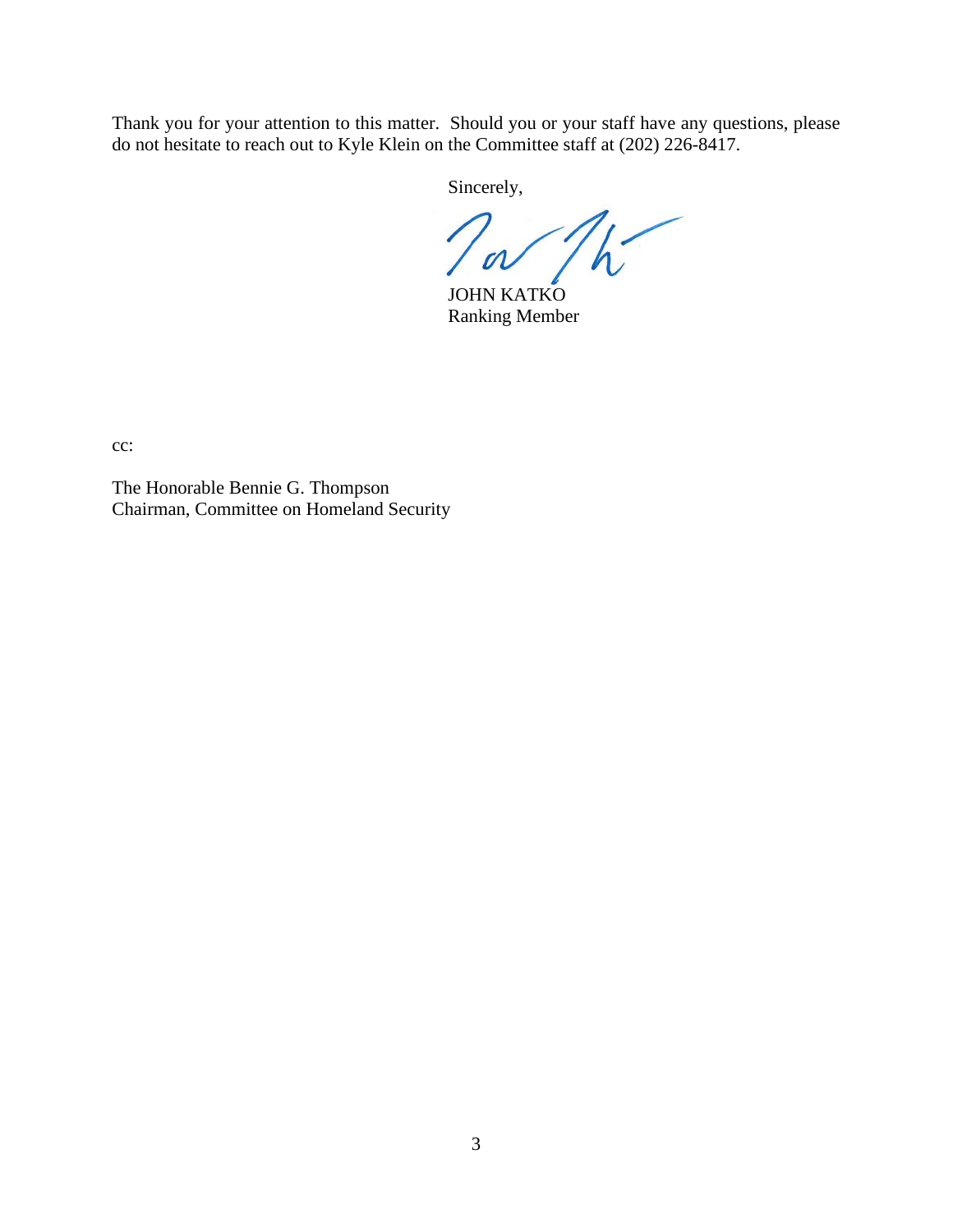Thank you for your attention to this matter. Should you or your staff have any questions, please do not hesitate to reach out to Kyle Klein on the Committee staff at (202) 226-8417.

Sincerely,

JOHN KATKO
Ranking Member

cc:

The Honorable Bennie G. Thompson
Chairman, Committee on Homeland Security